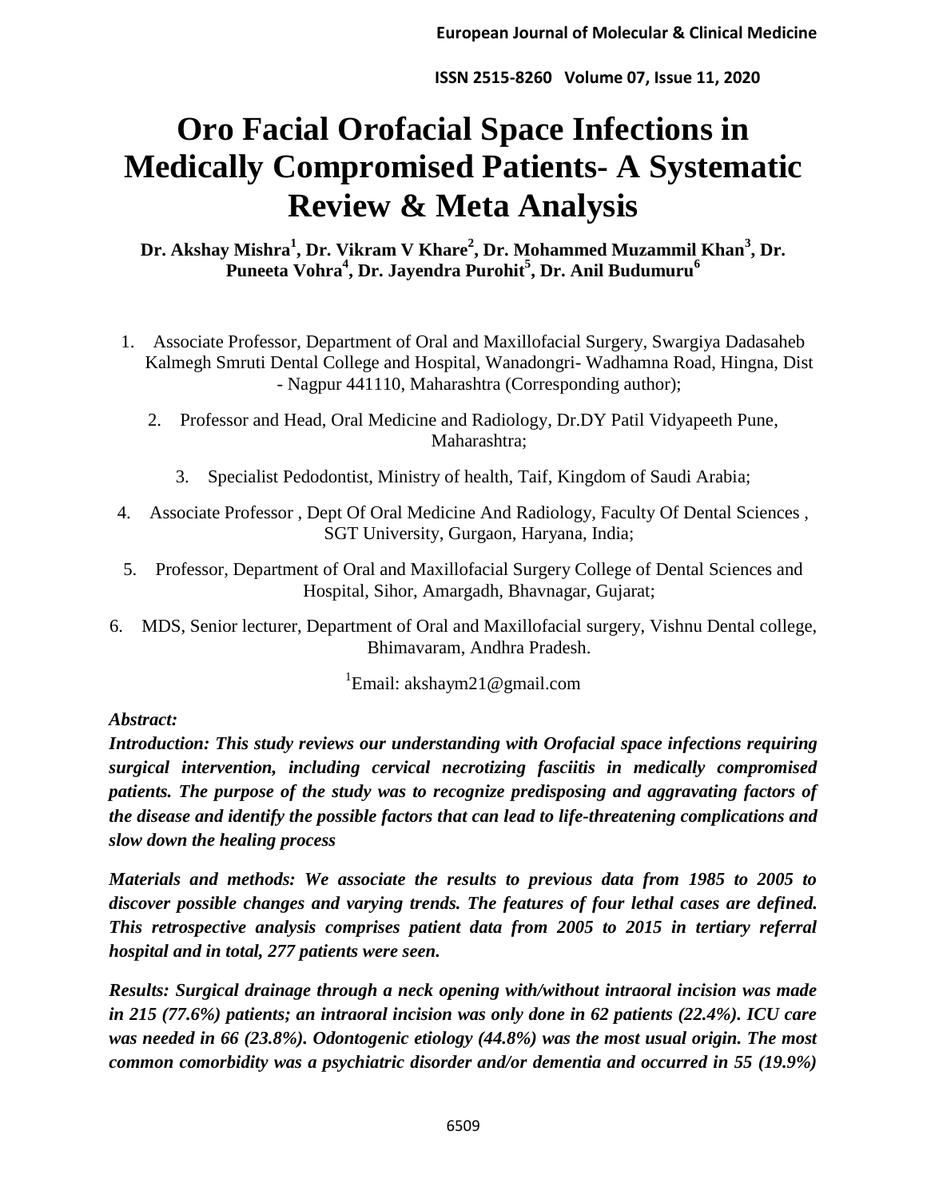# Oro Facial Orofacial Space Infections in Medically Compromised Patients- A Systematic Review & Meta Analysis

**Dr. Akshay Mishra[1], Dr. Vikram V Khare[2], Dr. Mohammed Muzammil Khan[3], Dr. Puneeta Vohra[4], Dr. Jayendra Purohit[5], Dr. Anil Budumuru[6]**

1. Associate Professor, Department of Oral and Maxillofacial Surgery, Swargiya Dadasaheb Kalmegh Smruti Dental College and Hospital, Wanadongri- Wadhamna Road, Hingna, Dist - Nagpur 441110, Maharashtra (Corresponding author);
2. Professor and Head, Oral Medicine and Radiology, Dr.DY Patil Vidyapeeth Pune, Maharashtra;
3. Specialist Pedodontist, Ministry of health, Taif, Kingdom of Saudi Arabia;
4. Associate Professor , Dept Of Oral Medicine And Radiology, Faculty Of Dental Sciences , SGT University, Gurgaon, Haryana, India;
5. Professor, Department of Oral and Maxillofacial Surgery College of Dental Sciences and Hospital, Sihor, Amargadh, Bhavnagar, Gujarat;
6. MDS, Senior lecturer, Department of Oral and Maxillofacial surgery, Vishnu Dental college, Bhimavaram, Andhra Pradesh.

[1]Email: akshaym21@gmail.com

***Abstract:***

***Introduction: This study reviews our understanding with Orofacial space infections requiring surgical intervention, including cervical necrotizing fasciitis in medically compromised patients. The purpose of the study was to recognize predisposing and aggravating factors of the disease and identify the possible factors that can lead to life-threatening complications and slow down the healing process***

***Materials and methods: We associate the results to previous data from 1985 to 2005 to discover possible changes and varying trends. The features of four lethal cases are defined. This retrospective analysis comprises patient data from 2005 to 2015 in tertiary referral hospital and in total, 277 patients were seen.***

***Results: Surgical drainage through a neck opening with/without intraoral incision was made in 215 (77.6%) patients; an intraoral incision was only done in 62 patients (22.4%). ICU care was needed in 66 (23.8%). Odontogenic etiology (44.8%) was the most usual origin. The most common comorbidity was a psychiatric disorder and/or dementia and occurred in 55 (19.9%)***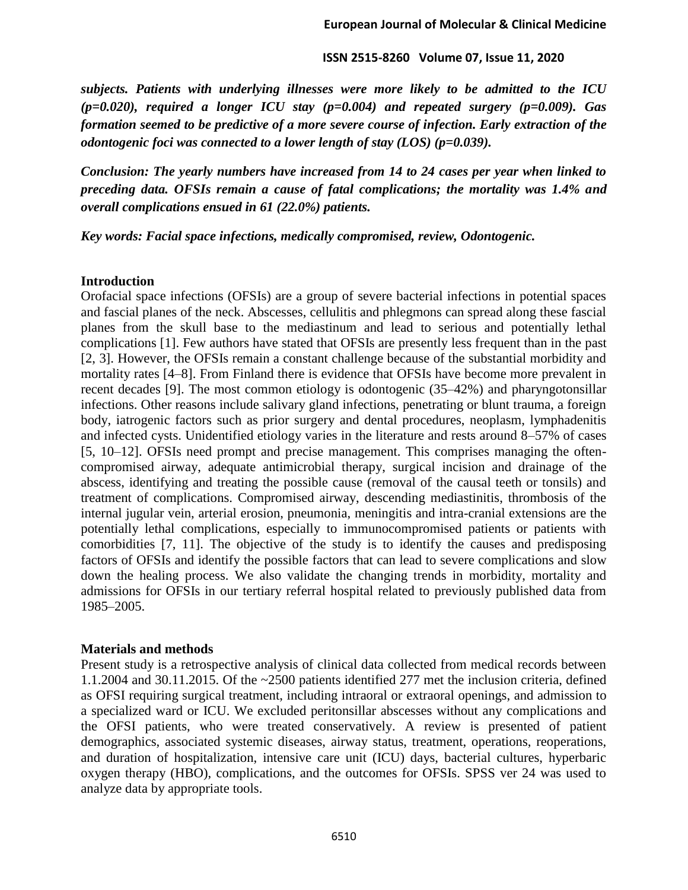***subjects. Patients with underlying illnesses were more likely to be admitted to the ICU ($p=0.020$), required a longer ICU stay ($p=0.004$) and repeated surgery ($p=0.009$). Gas formation seemed to be predictive of a more severe course of infection. Early extraction of the odontogenic foci was connected to a lower length of stay (LOS) ($p=0.039$).***

***Conclusion: The yearly numbers have increased from 14 to 24 cases per year when linked to preceding data. OFSIs remain a cause of fatal complications; the mortality was 1.4% and overall complications ensued in 61 (22.0%) patients.***

***Key words: Facial space infections, medically compromised, review, Odontogenic.***

## Introduction

Orofacial space infections (OFSIs) are a group of severe bacterial infections in potential spaces and fascial planes of the neck. Abscesses, cellulitis and phlegmons can spread along these fascial planes from the skull base to the mediastinum and lead to serious and potentially lethal complications [1]. Few authors have stated that OFSIs are presently less frequent than in the past [2, 3]. However, the OFSIs remain a constant challenge because of the substantial morbidity and mortality rates [4–8]. From Finland there is evidence that OFSIs have become more prevalent in recent decades [9]. The most common etiology is odontogenic (35–42%) and pharyngotonsillar infections. Other reasons include salivary gland infections, penetrating or blunt trauma, a foreign body, iatrogenic factors such as prior surgery and dental procedures, neoplasm, lymphadenitis and infected cysts. Unidentified etiology varies in the literature and rests around 8–57% of cases [5, 10–12]. OFSIs need prompt and precise management. This comprises managing the often-compromised airway, adequate antimicrobial therapy, surgical incision and drainage of the abscess, identifying and treating the possible cause (removal of the causal teeth or tonsils) and treatment of complications. Compromised airway, descending mediastinitis, thrombosis of the internal jugular vein, arterial erosion, pneumonia, meningitis and intra-cranial extensions are the potentially lethal complications, especially to immunocompromised patients or patients with comorbidities [7, 11]. The objective of the study is to identify the causes and predisposing factors of OFSIs and identify the possible factors that can lead to severe complications and slow down the healing process. We also validate the changing trends in morbidity, mortality and admissions for OFSIs in our tertiary referral hospital related to previously published data from 1985–2005.

## Materials and methods

Present study is a retrospective analysis of clinical data collected from medical records between 1.1.2004 and 30.11.2015. Of the ~2500 patients identified 277 met the inclusion criteria, defined as OFSI requiring surgical treatment, including intraoral or extraoral openings, and admission to a specialized ward or ICU. We excluded peritonsillar abscesses without any complications and the OFSI patients, who were treated conservatively. A review is presented of patient demographics, associated systemic diseases, airway status, treatment, operations, reoperations, and duration of hospitalization, intensive care unit (ICU) days, bacterial cultures, hyperbaric oxygen therapy (HBO), complications, and the outcomes for OFSIs. SPSS ver 24 was used to analyze data by appropriate tools.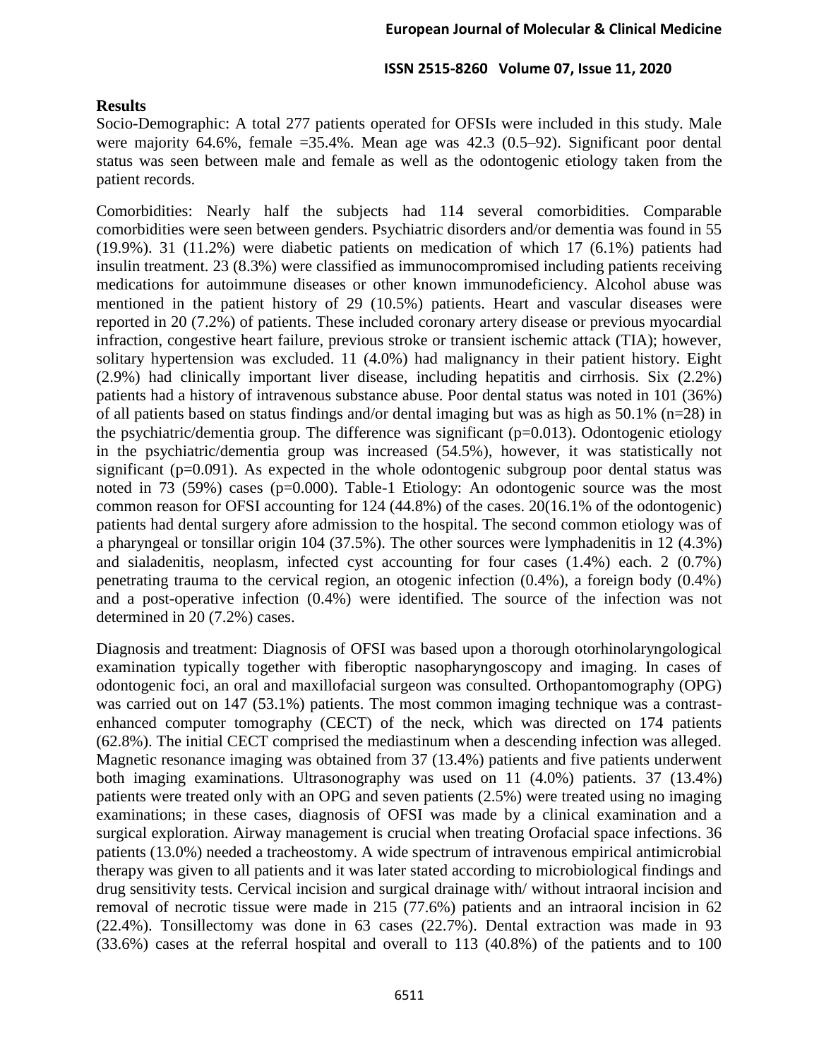## Results

Socio-Demographic: A total 277 patients operated for OFSIs were included in this study. Male were majority 64.6%, female =35.4%. Mean age was 42.3 (0.5–92). Significant poor dental status was seen between male and female as well as the odontogenic etiology taken from the patient records.

Comorbidities: Nearly half the subjects had 114 several comorbidities. Comparable comorbidities were seen between genders. Psychiatric disorders and/or dementia was found in 55 (19.9%). 31 (11.2%) were diabetic patients on medication of which 17 (6.1%) patients had insulin treatment. 23 (8.3%) were classified as immunocompromised including patients receiving medications for autoimmune diseases or other known immunodeficiency. Alcohol abuse was mentioned in the patient history of 29 (10.5%) patients. Heart and vascular diseases were reported in 20 (7.2%) of patients. These included coronary artery disease or previous myocardial infraction, congestive heart failure, previous stroke or transient ischemic attack (TIA); however, solitary hypertension was excluded. 11 (4.0%) had malignancy in their patient history. Eight (2.9%) had clinically important liver disease, including hepatitis and cirrhosis. Six (2.2%) patients had a history of intravenous substance abuse. Poor dental status was noted in 101 (36%) of all patients based on status findings and/or dental imaging but was as high as 50.1% (n=28) in the psychiatric/dementia group. The difference was significant (p=0.013). Odontogenic etiology in the psychiatric/dementia group was increased (54.5%), however, it was statistically not significant (p=0.091). As expected in the whole odontogenic subgroup poor dental status was noted in 73 (59%) cases (p=0.000). Table-1 Etiology: An odontogenic source was the most common reason for OFSI accounting for 124 (44.8%) of the cases. 20(16.1% of the odontogenic) patients had dental surgery afore admission to the hospital. The second common etiology was of a pharyngeal or tonsillar origin 104 (37.5%). The other sources were lymphadenitis in 12 (4.3%) and sialadenitis, neoplasm, infected cyst accounting for four cases (1.4%) each. 2 (0.7%) penetrating trauma to the cervical region, an otogenic infection (0.4%), a foreign body (0.4%) and a post-operative infection (0.4%) were identified. The source of the infection was not determined in 20 (7.2%) cases.

Diagnosis and treatment: Diagnosis of OFSI was based upon a thorough otorhinolaryngological examination typically together with fiberoptic nasopharyngoscopy and imaging. In cases of odontogenic foci, an oral and maxillofacial surgeon was consulted. Orthopantomography (OPG) was carried out on 147 (53.1%) patients. The most common imaging technique was a contrast-enhanced computer tomography (CECT) of the neck, which was directed on 174 patients (62.8%). The initial CECT comprised the mediastinum when a descending infection was alleged. Magnetic resonance imaging was obtained from 37 (13.4%) patients and five patients underwent both imaging examinations. Ultrasonography was used on 11 (4.0%) patients. 37 (13.4%) patients were treated only with an OPG and seven patients (2.5%) were treated using no imaging examinations; in these cases, diagnosis of OFSI was made by a clinical examination and a surgical exploration. Airway management is crucial when treating Orofacial space infections. 36 patients (13.0%) needed a tracheostomy. A wide spectrum of intravenous empirical antimicrobial therapy was given to all patients and it was later stated according to microbiological findings and drug sensitivity tests. Cervical incision and surgical drainage with/ without intraoral incision and removal of necrotic tissue were made in 215 (77.6%) patients and an intraoral incision in 62 (22.4%). Tonsillectomy was done in 63 cases (22.7%). Dental extraction was made in 93 (33.6%) cases at the referral hospital and overall to 113 (40.8%) of the patients and to 100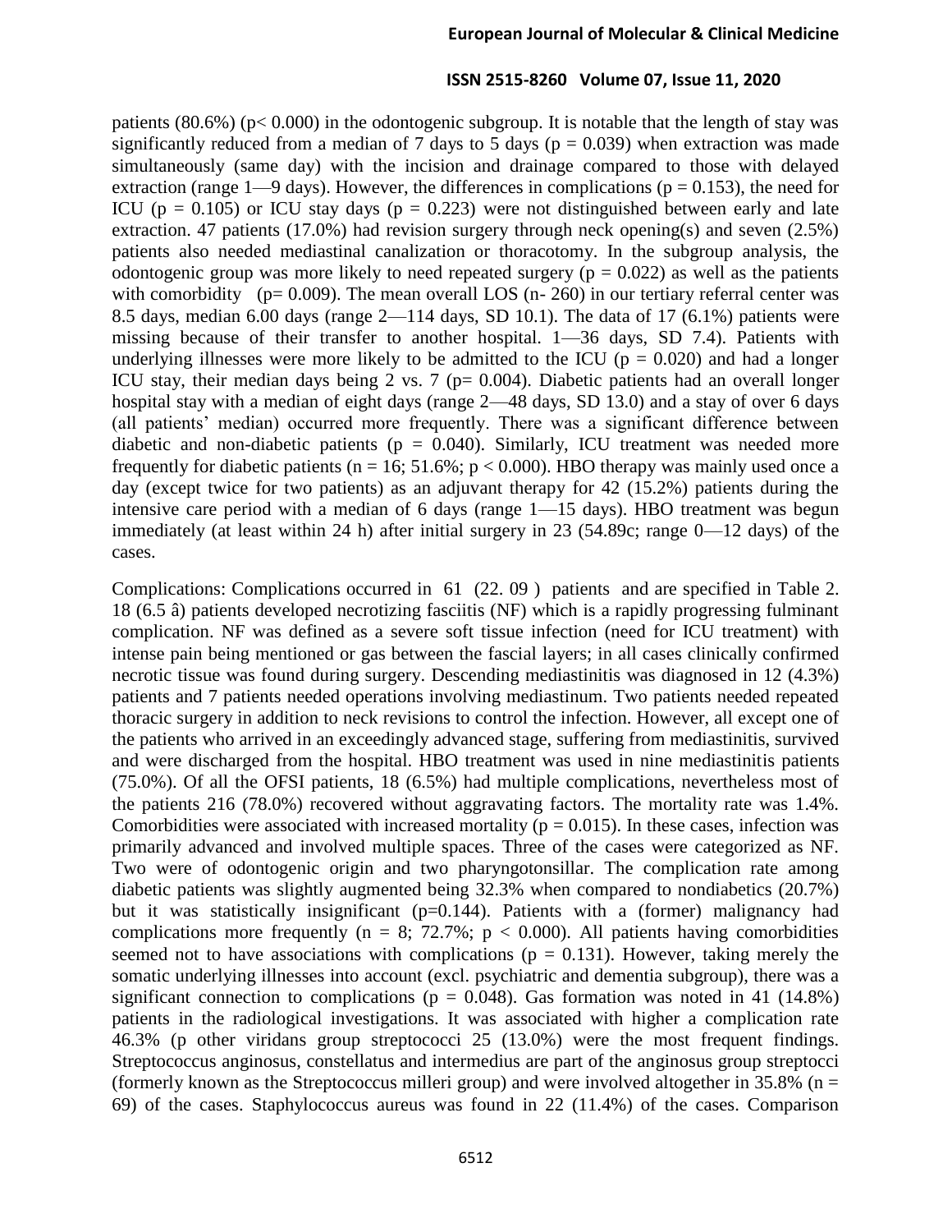patients (80.6%) ($p < 0.000$) in the odontogenic subgroup. It is notable that the length of stay was significantly reduced from a median of 7 days to 5 days ($p = 0.039$) when extraction was made simultaneously (same day) with the incision and drainage compared to those with delayed extraction (range 1—9 days). However, the differences in complications ($p = 0.153$), the need for ICU ($p = 0.105$) or ICU stay days ($p = 0.223$) were not distinguished between early and late extraction. 47 patients (17.0%) had revision surgery through neck opening(s) and seven (2.5%) patients also needed mediastinal canalization or thoracotomy. In the subgroup analysis, the odontogenic group was more likely to need repeated surgery ($p = 0.022$) as well as the patients with comorbidity ($p = 0.009$). The mean overall LOS (n- 260) in our tertiary referral center was 8.5 days, median 6.00 days (range 2—114 days, SD 10.1). The data of 17 (6.1%) patients were missing because of their transfer to another hospital. 1—36 days, SD 7.4). Patients with underlying illnesses were more likely to be admitted to the ICU ($p = 0.020$) and had a longer ICU stay, their median days being 2 vs. 7 ($p = 0.004$). Diabetic patients had an overall longer hospital stay with a median of eight days (range 2—48 days, SD 13.0) and a stay of over 6 days (all patients' median) occurred more frequently. There was a significant difference between diabetic and non-diabetic patients ($p = 0.040$). Similarly, ICU treatment was needed more frequently for diabetic patients ($n = 16$; 51.6%; $p < 0.000$). HBO therapy was mainly used once a day (except twice for two patients) as an adjuvant therapy for 42 (15.2%) patients during the intensive care period with a median of 6 days (range 1—15 days). HBO treatment was begun immediately (at least within 24 h) after initial surgery in 23 (54.89c; range 0—12 days) of the cases.

Complications: Complications occurred in 61 (22. 09 ) patients and are specified in Table 2. 18 (6.5 â) patients developed necrotizing fasciitis (NF) which is a rapidly progressing fulminant complication. NF was defined as a severe soft tissue infection (need for ICU treatment) with intense pain being mentioned or gas between the fascial layers; in all cases clinically confirmed necrotic tissue was found during surgery. Descending mediastinitis was diagnosed in 12 (4.3%) patients and 7 patients needed operations involving mediastinum. Two patients needed repeated thoracic surgery in addition to neck revisions to control the infection. However, all except one of the patients who arrived in an exceedingly advanced stage, suffering from mediastinitis, survived and were discharged from the hospital. HBO treatment was used in nine mediastinitis patients (75.0%). Of all the OFSI patients, 18 (6.5%) had multiple complications, nevertheless most of the patients 216 (78.0%) recovered without aggravating factors. The mortality rate was 1.4%. Comorbidities were associated with increased mortality ($p = 0.015$). In these cases, infection was primarily advanced and involved multiple spaces. Three of the cases were categorized as NF. Two were of odontogenic origin and two pharyngotonsillar. The complication rate among diabetic patients was slightly augmented being 32.3% when compared to nondiabetics (20.7%) but it was statistically insignificant ($p=0.144$). Patients with a (former) malignancy had complications more frequently ($n = 8$; 72.7%; $p < 0.000$). All patients having comorbidities seemed not to have associations with complications ($p = 0.131$). However, taking merely the somatic underlying illnesses into account (excl. psychiatric and dementia subgroup), there was a significant connection to complications ($p = 0.048$). Gas formation was noted in 41 (14.8%) patients in the radiological investigations. It was associated with higher a complication rate 46.3% (p other viridans group streptococci 25 (13.0%) were the most frequent findings. Streptococcus anginosus, constellatus and intermedius are part of the anginosus group streptocci (formerly known as the Streptococcus milleri group) and were involved altogether in 35.8% ($n = 69$) of the cases. Staphylococcus aureus was found in 22 (11.4%) of the cases. Comparison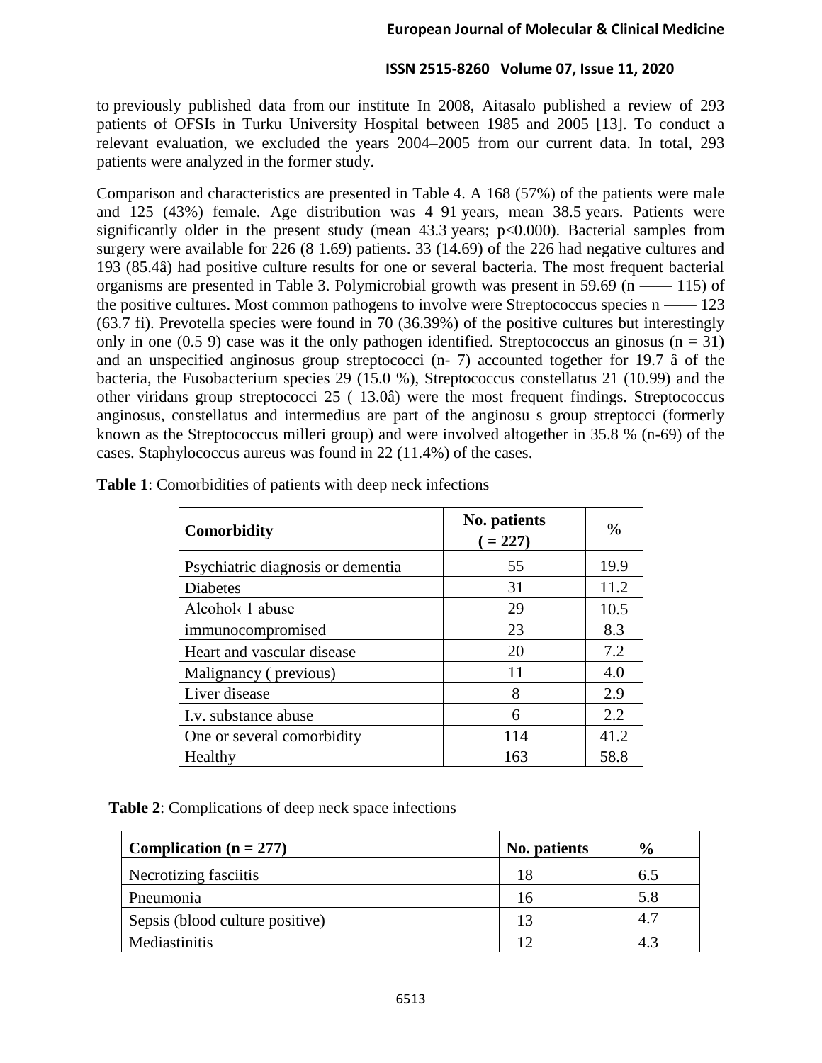to previously published data from our institute In 2008, Aitasalo published a review of 293 patients of OFSIs in Turku University Hospital between 1985 and 2005 [13]. To conduct a relevant evaluation, we excluded the years 2004–2005 from our current data. In total, 293 patients were analyzed in the former study.

Comparison and characteristics are presented in Table 4. A 168 (57%) of the patients were male and 125 (43%) female. Age distribution was 4–91 years, mean 38.5 years. Patients were significantly older in the present study (mean 43.3 years; p<0.000). Bacterial samples from surgery were available for 226 (8 1.69) patients. 33 (14.69) of the 226 had negative cultures and 193 (85.4â) had positive culture results for one or several bacteria. The most frequent bacterial organisms are presented in Table 3. Polymicrobial growth was present in 59.69 (n —— 115) of the positive cultures. Most common pathogens to involve were Streptococcus species n —— 123 (63.7 fi). Prevotella species were found in 70 (36.39%) of the positive cultures but interestingly only in one (0.5 9) case was it the only pathogen identified. Streptococcus an ginosus (n = 31) and an unspecified anginosus group streptococci (n- 7) accounted together for 19.7 â of the bacteria, the Fusobacterium species 29 (15.0 %), Streptococcus constellatus 21 (10.99) and the other viridans group streptococci 25 ( 13.0â) were the most frequent findings. Streptococcus anginosus, constellatus and intermedius are part of the anginosu s group streptocci (formerly known as the Streptococcus milleri group) and were involved altogether in 35.8 % (n-69) of the cases. Staphylococcus aureus was found in 22 (11.4%) of the cases.

**Table 1**: Comorbidities of patients with deep neck infections

| Comorbidity | No. patients ( = 227) | % |
|---|---|---|
| Psychiatric diagnosis or dementia | 55 | 19.9 |
| Diabetes | 31 | 11.2 |
| Alcohol‹ 1 abuse | 29 | 10.5 |
| immunocompromised | 23 | 8.3 |
| Heart and vascular disease | 20 | 7.2 |
| Malignancy ( previous) | 11 | 4.0 |
| Liver disease | 8 | 2.9 |
| I.v. substance abuse | 6 | 2.2 |
| One or several comorbidity | 114 | 41.2 |
| Healthy | 163 | 58.8 |

**Table 2**: Complications of deep neck space infections

| Complication (n = 277) | No. patients | % |
|---|---|---|
| Necrotizing fasciitis | 18 | 6.5 |
| Pneumonia | 16 | 5.8 |
| Sepsis (blood culture positive) | 13 | 4.7 |
| Mediastinitis | 12 | 4.3 |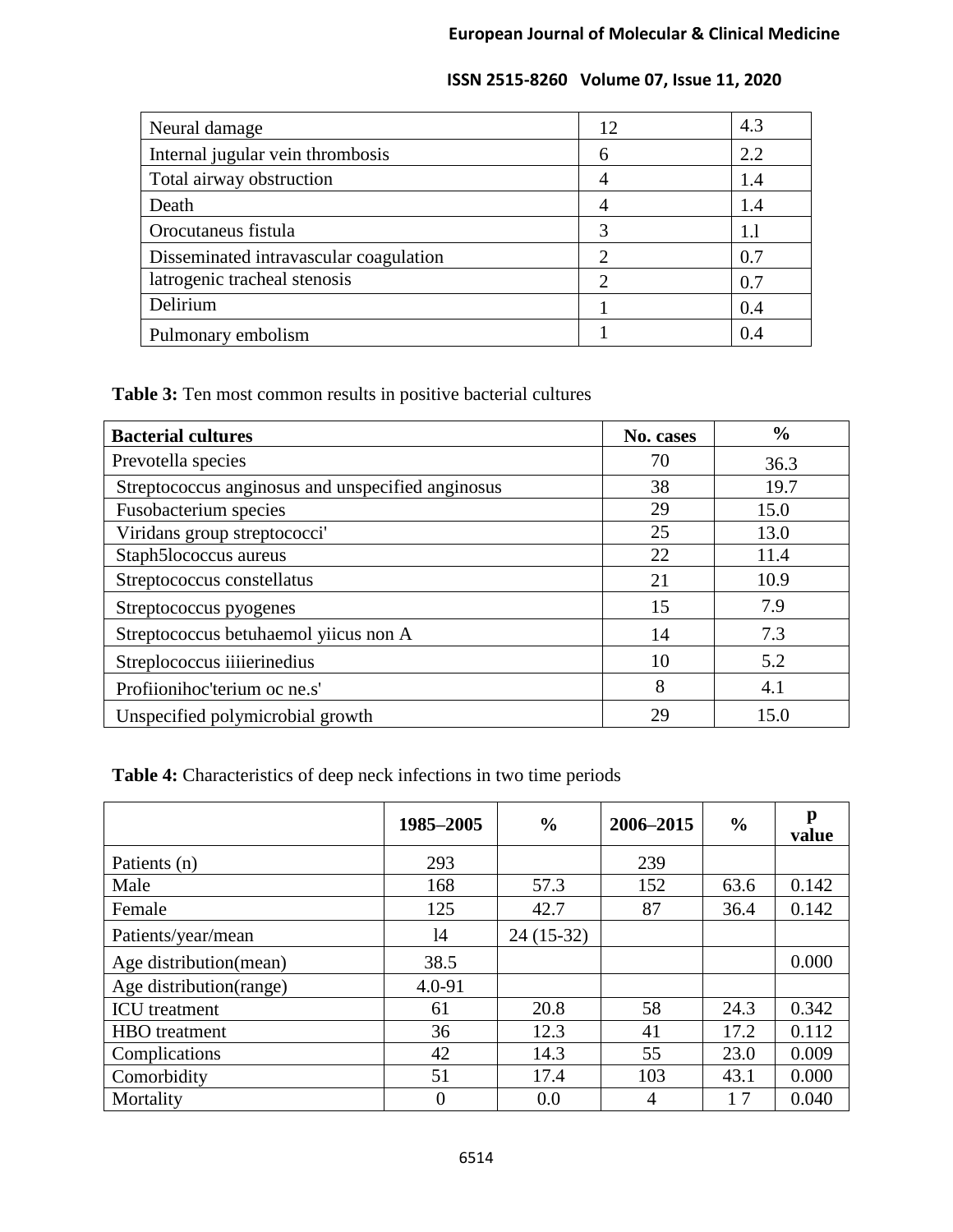| | | |
|---|---|---|
| Neural damage | 12 | 4.3 |
| Internal jugular vein thrombosis | 6 | 2.2 |
| Total airway obstruction | 4 | 1.4 |
| Death | 4 | 1.4 |
| Orocutaneus fistula | 3 | 1.l |
| Disseminated intravascular coagulation | 2 | 0.7 |
| latrogenic tracheal stenosis | 2 | 0.7 |
| Delirium | 1 | 0.4 |
| Pulmonary embolism | 1 | 0.4 |

**Table 3:** Ten most common results in positive bacterial cultures

| Bacterial cultures | No. cases | % |
|---|---|---|
| Prevotella species | 70 | 36.3 |
| Streptococcus anginosus and unspecified anginosus | 38 | 19.7 |
| Fusobacterium species | 29 | 15.0 |
| Viridans group streptococci' | 25 | 13.0 |
| Staph5lococcus aureus | 22 | 11.4 |
| Streptococcus constellatus | 21 | 10.9 |
| Streptococcus pyogenes | 15 | 7.9 |
| Streptococcus betuhaemol yiicus non A | 14 | 7.3 |
| Streplococcus iiiierinedius | 10 | 5.2 |
| Profiionihoc'terium oc ne.s' | 8 | 4.1 |
| Unspecified polymicrobial growth | 29 | 15.0 |

**Table 4:** Characteristics of deep neck infections in two time periods

| | 1985–2005 | % | 2006–2015 | % | p value |
|---|---|---|---|---|---|
| Patients (n) | 293 | | 239 | | |
| Male | 168 | 57.3 | 152 | 63.6 | 0.142 |
| Female | 125 | 42.7 | 87 | 36.4 | 0.142 |
| Patients/year/mean | l4 | 24 (15-32) | | | |
| Age distribution(mean) | 38.5 | | | | 0.000 |
| Age distribution(range) | 4.0-91 | | | | |
| ICU treatment | 61 | 20.8 | 58 | 24.3 | 0.342 |
| HBO treatment | 36 | 12.3 | 41 | 17.2 | 0.112 |
| Complications | 42 | 14.3 | 55 | 23.0 | 0.009 |
| Comorbidity | 51 | 17.4 | 103 | 43.1 | 0.000 |
| Mortality | 0 | 0.0 | 4 | 1 7 | 0.040 |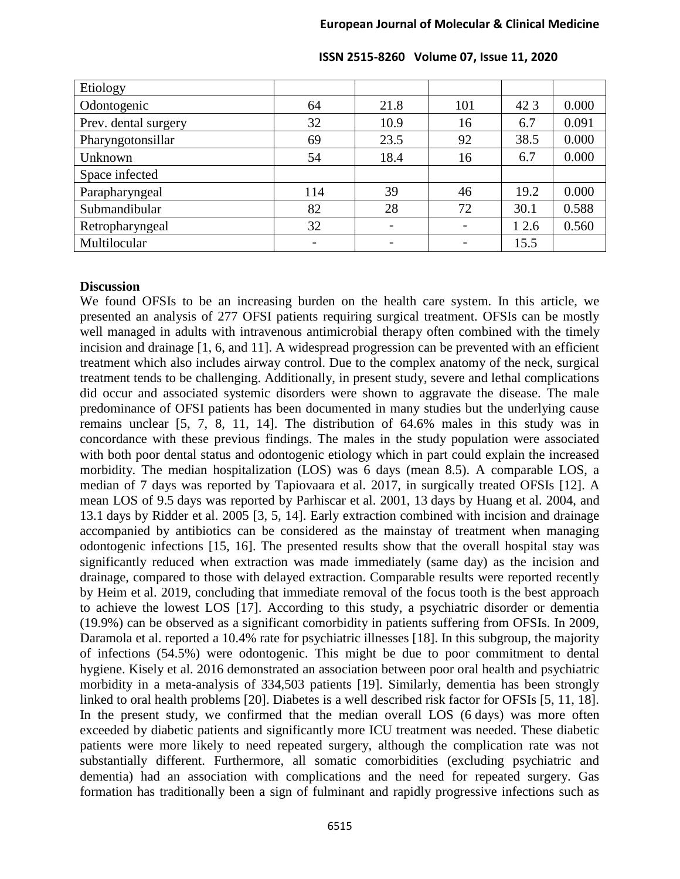| Etiology | | | | | |
| --- | --- | --- | --- | --- | --- |
| Odontogenic | 64 | 21.8 | 101 | 42 3 | 0.000 |
| Prev. dental surgery | 32 | 10.9 | 16 | 6.7 | 0.091 |
| Pharyngotonsillar | 69 | 23.5 | 92 | 38.5 | 0.000 |
| Unknown | 54 | 18.4 | 16 | 6.7 | 0.000 |
| Space infected | | | | | |
| Parapharyngeal | 114 | 39 | 46 | 19.2 | 0.000 |
| Submandibular | 82 | 28 | 72 | 30.1 | 0.588 |
| Retropharyngeal | 32 | - | - | 1 2.6 | 0.560 |
| Multilocular | - | - | - | 15.5 | |

**Discussion**

We found OFSIs to be an increasing burden on the health care system. In this article, we presented an analysis of 277 OFSI patients requiring surgical treatment. OFSIs can be mostly well managed in adults with intravenous antimicrobial therapy often combined with the timely incision and drainage [1, 6, and 11]. A widespread progression can be prevented with an efficient treatment which also includes airway control. Due to the complex anatomy of the neck, surgical treatment tends to be challenging. Additionally, in present study, severe and lethal complications did occur and associated systemic disorders were shown to aggravate the disease. The male predominance of OFSI patients has been documented in many studies but the underlying cause remains unclear [5, 7, 8, 11, 14]. The distribution of 64.6% males in this study was in concordance with these previous findings. The males in the study population were associated with both poor dental status and odontogenic etiology which in part could explain the increased morbidity. The median hospitalization (LOS) was 6 days (mean 8.5). A comparable LOS, a median of 7 days was reported by Tapiovaara et al. 2017, in surgically treated OFSIs [12]. A mean LOS of 9.5 days was reported by Parhiscar et al. 2001, 13 days by Huang et al. 2004, and 13.1 days by Ridder et al. 2005 [3, 5, 14]. Early extraction combined with incision and drainage accompanied by antibiotics can be considered as the mainstay of treatment when managing odontogenic infections [15, 16]. The presented results show that the overall hospital stay was significantly reduced when extraction was made immediately (same day) as the incision and drainage, compared to those with delayed extraction. Comparable results were reported recently by Heim et al. 2019, concluding that immediate removal of the focus tooth is the best approach to achieve the lowest LOS [17]. According to this study, a psychiatric disorder or dementia (19.9%) can be observed as a significant comorbidity in patients suffering from OFSIs. In 2009, Daramola et al. reported a 10.4% rate for psychiatric illnesses [18]. In this subgroup, the majority of infections (54.5%) were odontogenic. This might be due to poor commitment to dental hygiene. Kisely et al. 2016 demonstrated an association between poor oral health and psychiatric morbidity in a meta-analysis of 334,503 patients [19]. Similarly, dementia has been strongly linked to oral health problems [20]. Diabetes is a well described risk factor for OFSIs [5, 11, 18]. In the present study, we confirmed that the median overall LOS (6 days) was more often exceeded by diabetic patients and significantly more ICU treatment was needed. These diabetic patients were more likely to need repeated surgery, although the complication rate was not substantially different. Furthermore, all somatic comorbidities (excluding psychiatric and dementia) had an association with complications and the need for repeated surgery. Gas formation has traditionally been a sign of fulminant and rapidly progressive infections such as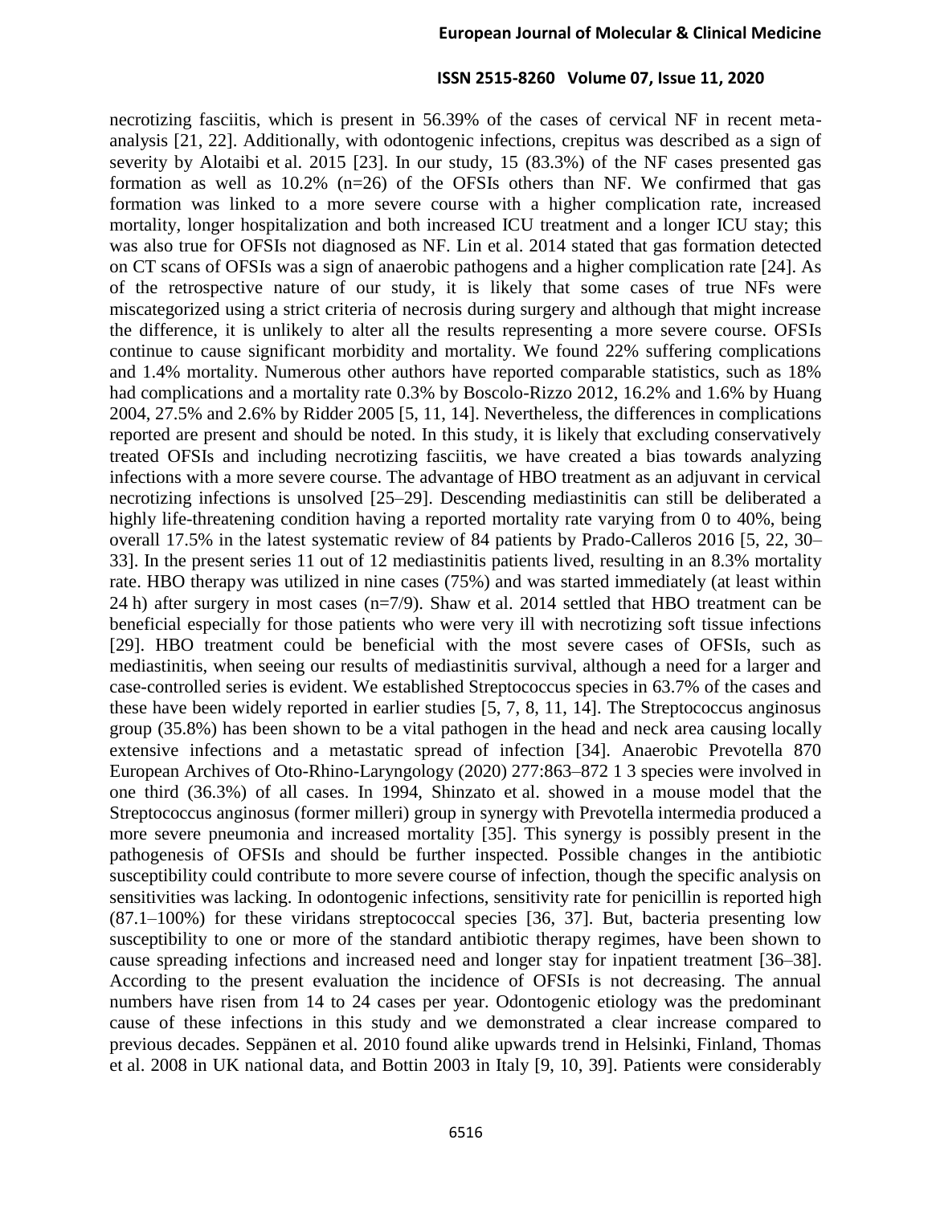necrotizing fasciitis, which is present in 56.39% of the cases of cervical NF in recent meta-analysis [21, 22]. Additionally, with odontogenic infections, crepitus was described as a sign of severity by Alotaibi et al. 2015 [23]. In our study, 15 (83.3%) of the NF cases presented gas formation as well as 10.2% (n=26) of the OFSIs others than NF. We confirmed that gas formation was linked to a more severe course with a higher complication rate, increased mortality, longer hospitalization and both increased ICU treatment and a longer ICU stay; this was also true for OFSIs not diagnosed as NF. Lin et al. 2014 stated that gas formation detected on CT scans of OFSIs was a sign of anaerobic pathogens and a higher complication rate [24]. As of the retrospective nature of our study, it is likely that some cases of true NFs were miscategorized using a strict criteria of necrosis during surgery and although that might increase the difference, it is unlikely to alter all the results representing a more severe course. OFSIs continue to cause significant morbidity and mortality. We found 22% suffering complications and 1.4% mortality. Numerous other authors have reported comparable statistics, such as 18% had complications and a mortality rate 0.3% by Boscolo-Rizzo 2012, 16.2% and 1.6% by Huang 2004, 27.5% and 2.6% by Ridder 2005 [5, 11, 14]. Nevertheless, the differences in complications reported are present and should be noted. In this study, it is likely that excluding conservatively treated OFSIs and including necrotizing fasciitis, we have created a bias towards analyzing infections with a more severe course. The advantage of HBO treatment as an adjuvant in cervical necrotizing infections is unsolved [25–29]. Descending mediastinitis can still be deliberated a highly life-threatening condition having a reported mortality rate varying from 0 to 40%, being overall 17.5% in the latest systematic review of 84 patients by Prado-Calleros 2016 [5, 22, 30–33]. In the present series 11 out of 12 mediastinitis patients lived, resulting in an 8.3% mortality rate. HBO therapy was utilized in nine cases (75%) and was started immediately (at least within 24 h) after surgery in most cases (n=7/9). Shaw et al. 2014 settled that HBO treatment can be beneficial especially for those patients who were very ill with necrotizing soft tissue infections [29]. HBO treatment could be beneficial with the most severe cases of OFSIs, such as mediastinitis, when seeing our results of mediastinitis survival, although a need for a larger and case-controlled series is evident. We established Streptococcus species in 63.7% of the cases and these have been widely reported in earlier studies [5, 7, 8, 11, 14]. The Streptococcus anginosus group (35.8%) has been shown to be a vital pathogen in the head and neck area causing locally extensive infections and a metastatic spread of infection [34]. Anaerobic Prevotella 870 European Archives of Oto-Rhino-Laryngology (2020) 277:863–872 1 3 species were involved in one third (36.3%) of all cases. In 1994, Shinzato et al. showed in a mouse model that the Streptococcus anginosus (former milleri) group in synergy with Prevotella intermedia produced a more severe pneumonia and increased mortality [35]. This synergy is possibly present in the pathogenesis of OFSIs and should be further inspected. Possible changes in the antibiotic susceptibility could contribute to more severe course of infection, though the specific analysis on sensitivities was lacking. In odontogenic infections, sensitivity rate for penicillin is reported high (87.1–100%) for these viridans streptococcal species [36, 37]. But, bacteria presenting low susceptibility to one or more of the standard antibiotic therapy regimes, have been shown to cause spreading infections and increased need and longer stay for inpatient treatment [36–38]. According to the present evaluation the incidence of OFSIs is not decreasing. The annual numbers have risen from 14 to 24 cases per year. Odontogenic etiology was the predominant cause of these infections in this study and we demonstrated a clear increase compared to previous decades. Seppänen et al. 2010 found alike upwards trend in Helsinki, Finland, Thomas et al. 2008 in UK national data, and Bottin 2003 in Italy [9, 10, 39]. Patients were considerably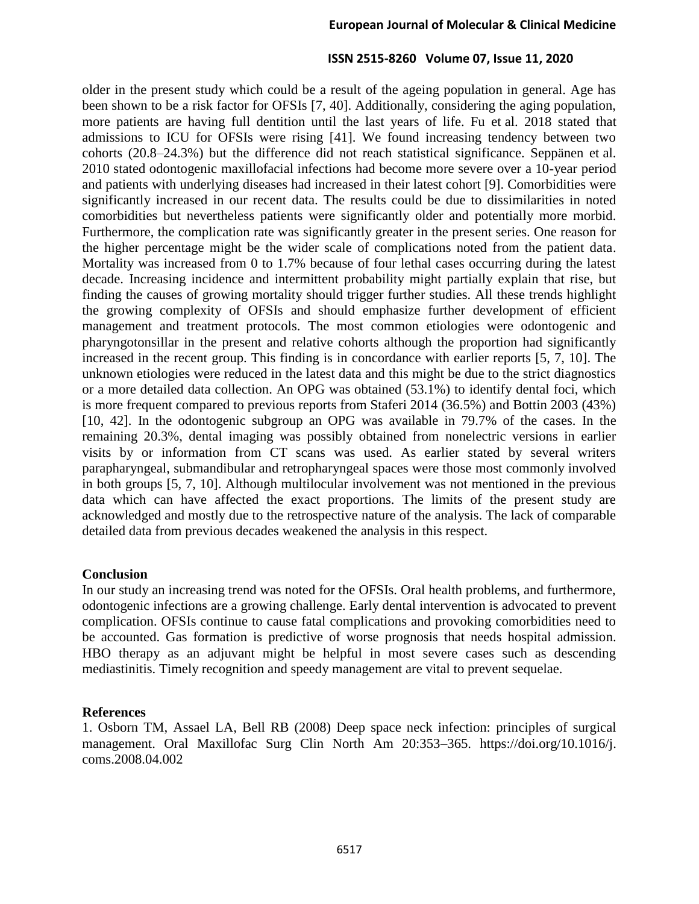older in the present study which could be a result of the ageing population in general. Age has been shown to be a risk factor for OFSIs [7, 40]. Additionally, considering the aging population, more patients are having full dentition until the last years of life. Fu et al. 2018 stated that admissions to ICU for OFSIs were rising [41]. We found increasing tendency between two cohorts (20.8–24.3%) but the difference did not reach statistical significance. Seppänen et al. 2010 stated odontogenic maxillofacial infections had become more severe over a 10-year period and patients with underlying diseases had increased in their latest cohort [9]. Comorbidities were significantly increased in our recent data. The results could be due to dissimilarities in noted comorbidities but nevertheless patients were significantly older and potentially more morbid. Furthermore, the complication rate was significantly greater in the present series. One reason for the higher percentage might be the wider scale of complications noted from the patient data. Mortality was increased from 0 to 1.7% because of four lethal cases occurring during the latest decade. Increasing incidence and intermittent probability might partially explain that rise, but finding the causes of growing mortality should trigger further studies. All these trends highlight the growing complexity of OFSIs and should emphasize further development of efficient management and treatment protocols. The most common etiologies were odontogenic and pharyngotonsillar in the present and relative cohorts although the proportion had significantly increased in the recent group. This finding is in concordance with earlier reports [5, 7, 10]. The unknown etiologies were reduced in the latest data and this might be due to the strict diagnostics or a more detailed data collection. An OPG was obtained (53.1%) to identify dental foci, which is more frequent compared to previous reports from Staferi 2014 (36.5%) and Bottin 2003 (43%) [10, 42]. In the odontogenic subgroup an OPG was available in 79.7% of the cases. In the remaining 20.3%, dental imaging was possibly obtained from nonelectric versions in earlier visits by or information from CT scans was used. As earlier stated by several writers parapharyngeal, submandibular and retropharyngeal spaces were those most commonly involved in both groups [5, 7, 10]. Although multilocular involvement was not mentioned in the previous data which can have affected the exact proportions. The limits of the present study are acknowledged and mostly due to the retrospective nature of the analysis. The lack of comparable detailed data from previous decades weakened the analysis in this respect.

## Conclusion

In our study an increasing trend was noted for the OFSIs. Oral health problems, and furthermore, odontogenic infections are a growing challenge. Early dental intervention is advocated to prevent complication. OFSIs continue to cause fatal complications and provoking comorbidities need to be accounted. Gas formation is predictive of worse prognosis that needs hospital admission. HBO therapy as an adjuvant might be helpful in most severe cases such as descending mediastinitis. Timely recognition and speedy management are vital to prevent sequelae.

## References

1. Osborn TM, Assael LA, Bell RB (2008) Deep space neck infection: principles of surgical management. Oral Maxillofac Surg Clin North Am 20:353–365. https://doi.org/10.1016/j.coms.2008.04.002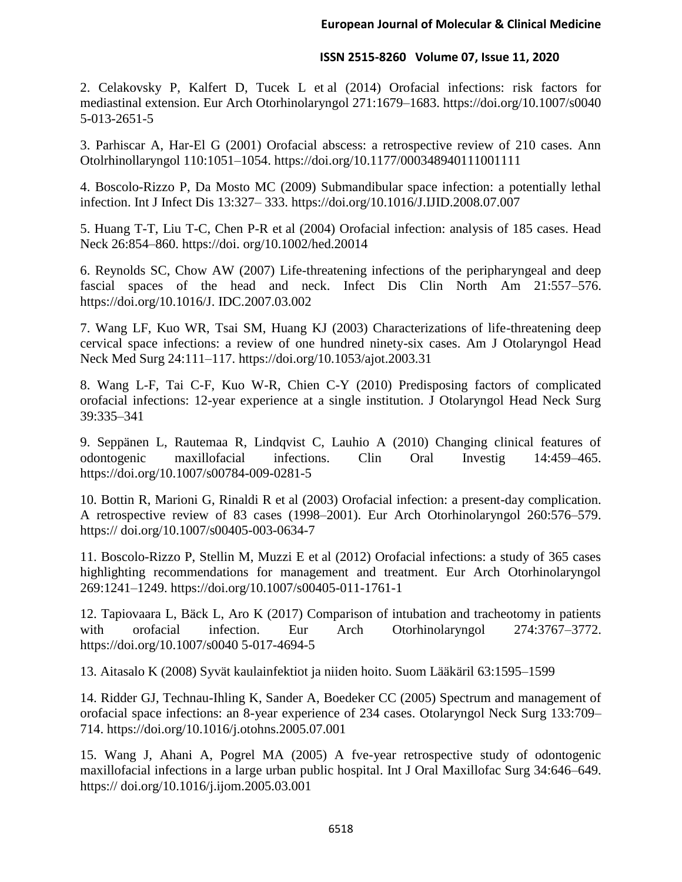2. Celakovsky P, Kalfert D, Tucek L et al (2014) Orofacial infections: risk factors for mediastinal extension. Eur Arch Otorhinolaryngol 271:1679–1683. https://doi.org/10.1007/s0040 5-013-2651-5

3. Parhiscar A, Har-El G (2001) Orofacial abscess: a retrospective review of 210 cases. Ann Otolrhinollaryngol 110:1051–1054. https://doi.org/10.1177/000348940111001111

4. Boscolo-Rizzo P, Da Mosto MC (2009) Submandibular space infection: a potentially lethal infection. Int J Infect Dis 13:327– 333. https://doi.org/10.1016/J.IJID.2008.07.007

5. Huang T-T, Liu T-C, Chen P-R et al (2004) Orofacial infection: analysis of 185 cases. Head Neck 26:854–860. https://doi. org/10.1002/hed.20014

6. Reynolds SC, Chow AW (2007) Life-threatening infections of the peripharyngeal and deep fascial spaces of the head and neck. Infect Dis Clin North Am 21:557–576. https://doi.org/10.1016/J. IDC.2007.03.002

7. Wang LF, Kuo WR, Tsai SM, Huang KJ (2003) Characterizations of life-threatening deep cervical space infections: a review of one hundred ninety-six cases. Am J Otolaryngol Head Neck Med Surg 24:111–117. https://doi.org/10.1053/ajot.2003.31

8. Wang L-F, Tai C-F, Kuo W-R, Chien C-Y (2010) Predisposing factors of complicated orofacial infections: 12-year experience at a single institution. J Otolaryngol Head Neck Surg 39:335–341

9. Seppänen L, Rautemaa R, Lindqvist C, Lauhio A (2010) Changing clinical features of odontogenic maxillofacial infections. Clin Oral Investig 14:459–465. https://doi.org/10.1007/s00784-009-0281-5

10. Bottin R, Marioni G, Rinaldi R et al (2003) Orofacial infection: a present-day complication. A retrospective review of 83 cases (1998–2001). Eur Arch Otorhinolaryngol 260:576–579. https:// doi.org/10.1007/s00405-003-0634-7

11. Boscolo-Rizzo P, Stellin M, Muzzi E et al (2012) Orofacial infections: a study of 365 cases highlighting recommendations for management and treatment. Eur Arch Otorhinolaryngol 269:1241–1249. https://doi.org/10.1007/s00405-011-1761-1

12. Tapiovaara L, Bäck L, Aro K (2017) Comparison of intubation and tracheotomy in patients with orofacial infection. Eur Arch Otorhinolaryngol 274:3767–3772. https://doi.org/10.1007/s0040 5-017-4694-5

13. Aitasalo K (2008) Syvät kaulainfektiot ja niiden hoito. Suom Lääkäril 63:1595–1599

14. Ridder GJ, Technau-Ihling K, Sander A, Boedeker CC (2005) Spectrum and management of orofacial space infections: an 8-year experience of 234 cases. Otolaryngol Neck Surg 133:709–714. https://doi.org/10.1016/j.otohns.2005.07.001

15. Wang J, Ahani A, Pogrel MA (2005) A fve-year retrospective study of odontogenic maxillofacial infections in a large urban public hospital. Int J Oral Maxillofac Surg 34:646–649. https:// doi.org/10.1016/j.ijom.2005.03.001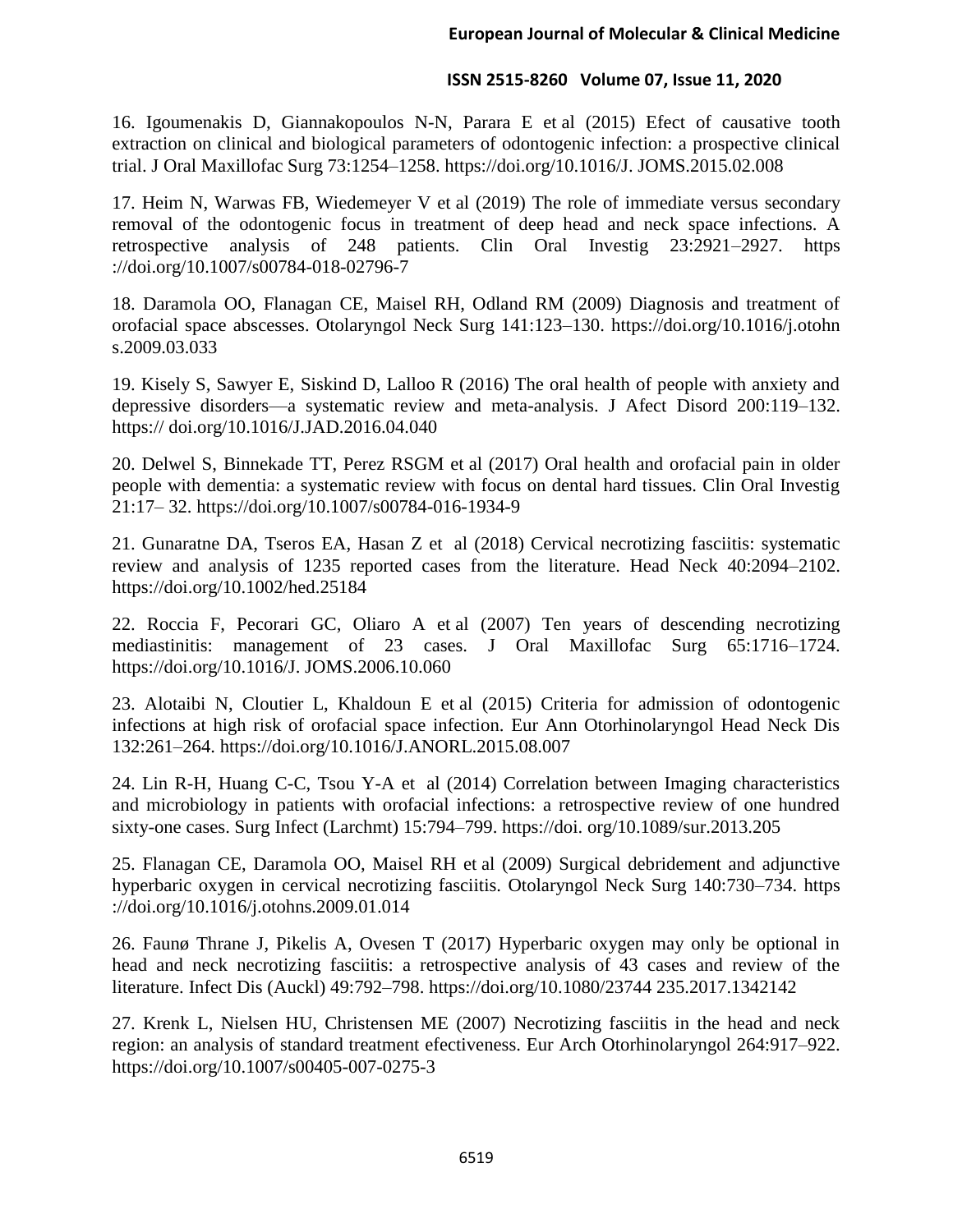16. Igoumenakis D, Giannakopoulos N-N, Parara E et al (2015) Efect of causative tooth extraction on clinical and biological parameters of odontogenic infection: a prospective clinical trial. J Oral Maxillofac Surg 73:1254–1258. https://doi.org/10.1016/J. JOMS.2015.02.008

17. Heim N, Warwas FB, Wiedemeyer V et al (2019) The role of immediate versus secondary removal of the odontogenic focus in treatment of deep head and neck space infections. A retrospective analysis of 248 patients. Clin Oral Investig 23:2921–2927. https ://doi.org/10.1007/s00784-018-02796-7

18. Daramola OO, Flanagan CE, Maisel RH, Odland RM (2009) Diagnosis and treatment of orofacial space abscesses. Otolaryngol Neck Surg 141:123–130. https://doi.org/10.1016/j.otohn s.2009.03.033

19. Kisely S, Sawyer E, Siskind D, Lalloo R (2016) The oral health of people with anxiety and depressive disorders—a systematic review and meta-analysis. J Afect Disord 200:119–132. https:// doi.org/10.1016/J.JAD.2016.04.040

20. Delwel S, Binnekade TT, Perez RSGM et al (2017) Oral health and orofacial pain in older people with dementia: a systematic review with focus on dental hard tissues. Clin Oral Investig 21:17– 32. https://doi.org/10.1007/s00784-016-1934-9

21. Gunaratne DA, Tseros EA, Hasan Z et al (2018) Cervical necrotizing fasciitis: systematic review and analysis of 1235 reported cases from the literature. Head Neck 40:2094–2102. https://doi.org/10.1002/hed.25184

22. Roccia F, Pecorari GC, Oliaro A et al (2007) Ten years of descending necrotizing mediastinitis: management of 23 cases. J Oral Maxillofac Surg 65:1716–1724. https://doi.org/10.1016/J. JOMS.2006.10.060

23. Alotaibi N, Cloutier L, Khaldoun E et al (2015) Criteria for admission of odontogenic infections at high risk of orofacial space infection. Eur Ann Otorhinolaryngol Head Neck Dis 132:261–264. https://doi.org/10.1016/J.ANORL.2015.08.007

24. Lin R-H, Huang C-C, Tsou Y-A et al (2014) Correlation between Imaging characteristics and microbiology in patients with orofacial infections: a retrospective review of one hundred sixty-one cases. Surg Infect (Larchmt) 15:794–799. https://doi. org/10.1089/sur.2013.205

25. Flanagan CE, Daramola OO, Maisel RH et al (2009) Surgical debridement and adjunctive hyperbaric oxygen in cervical necrotizing fasciitis. Otolaryngol Neck Surg 140:730–734. https ://doi.org/10.1016/j.otohns.2009.01.014

26. Faunø Thrane J, Pikelis A, Ovesen T (2017) Hyperbaric oxygen may only be optional in head and neck necrotizing fasciitis: a retrospective analysis of 43 cases and review of the literature. Infect Dis (Auckl) 49:792–798. https://doi.org/10.1080/23744 235.2017.1342142

27. Krenk L, Nielsen HU, Christensen ME (2007) Necrotizing fasciitis in the head and neck region: an analysis of standard treatment efectiveness. Eur Arch Otorhinolaryngol 264:917–922. https://doi.org/10.1007/s00405-007-0275-3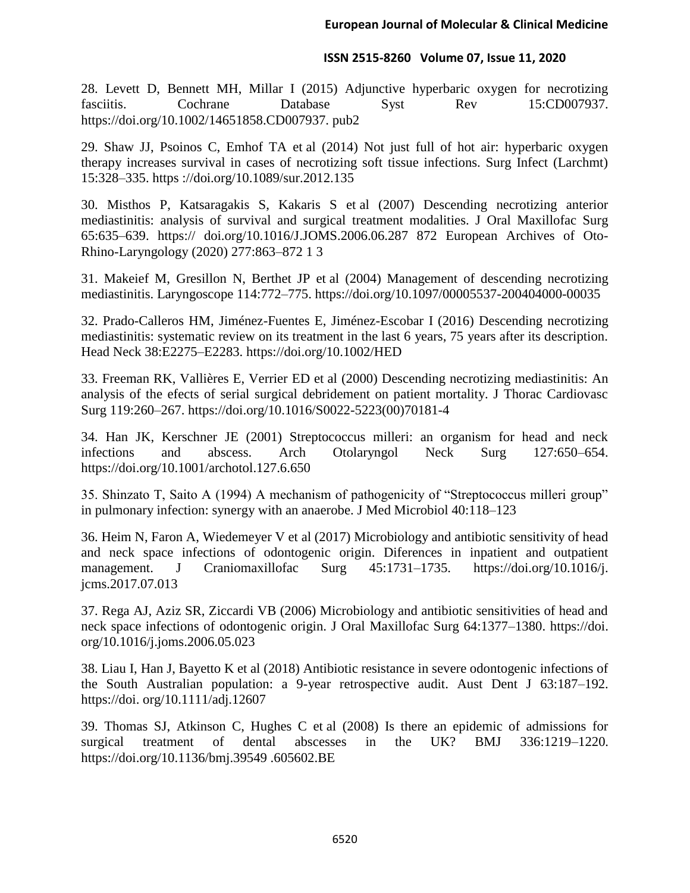28. Levett D, Bennett MH, Millar I (2015) Adjunctive hyperbaric oxygen for necrotizing fasciitis. Cochrane Database Syst Rev 15:CD007937. https://doi.org/10.1002/14651858.CD007937. pub2

29. Shaw JJ, Psoinos C, Emhof TA et al (2014) Not just full of hot air: hyperbaric oxygen therapy increases survival in cases of necrotizing soft tissue infections. Surg Infect (Larchmt) 15:328–335. https ://doi.org/10.1089/sur.2012.135

30. Misthos P, Katsaragakis S, Kakaris S et al (2007) Descending necrotizing anterior mediastinitis: analysis of survival and surgical treatment modalities. J Oral Maxillofac Surg 65:635–639. https:// doi.org/10.1016/J.JOMS.2006.06.287 872 European Archives of Oto-Rhino-Laryngology (2020) 277:863–872 1 3

31. Makeief M, Gresillon N, Berthet JP et al (2004) Management of descending necrotizing mediastinitis. Laryngoscope 114:772–775. https://doi.org/10.1097/00005537-200404000-00035

32. Prado-Calleros HM, Jiménez-Fuentes E, Jiménez-Escobar I (2016) Descending necrotizing mediastinitis: systematic review on its treatment in the last 6 years, 75 years after its description. Head Neck 38:E2275–E2283. https://doi.org/10.1002/HED

33. Freeman RK, Vallières E, Verrier ED et al (2000) Descending necrotizing mediastinitis: An analysis of the efects of serial surgical debridement on patient mortality. J Thorac Cardiovasc Surg 119:260–267. https://doi.org/10.1016/S0022-5223(00)70181-4

34. Han JK, Kerschner JE (2001) Streptococcus milleri: an organism for head and neck infections and abscess. Arch Otolaryngol Neck Surg 127:650–654. https://doi.org/10.1001/archotol.127.6.650

35. Shinzato T, Saito A (1994) A mechanism of pathogenicity of "Streptococcus milleri group" in pulmonary infection: synergy with an anaerobe. J Med Microbiol 40:118–123

36. Heim N, Faron A, Wiedemeyer V et al (2017) Microbiology and antibiotic sensitivity of head and neck space infections of odontogenic origin. Diferences in inpatient and outpatient management. J Craniomaxillofac Surg 45:1731–1735. https://doi.org/10.1016/j. jcms.2017.07.013

37. Rega AJ, Aziz SR, Ziccardi VB (2006) Microbiology and antibiotic sensitivities of head and neck space infections of odontogenic origin. J Oral Maxillofac Surg 64:1377–1380. https://doi. org/10.1016/j.joms.2006.05.023

38. Liau I, Han J, Bayetto K et al (2018) Antibiotic resistance in severe odontogenic infections of the South Australian population: a 9-year retrospective audit. Aust Dent J 63:187–192. https://doi. org/10.1111/adj.12607

39. Thomas SJ, Atkinson C, Hughes C et al (2008) Is there an epidemic of admissions for surgical treatment of dental abscesses in the UK? BMJ 336:1219–1220. https://doi.org/10.1136/bmj.39549 .605602.BE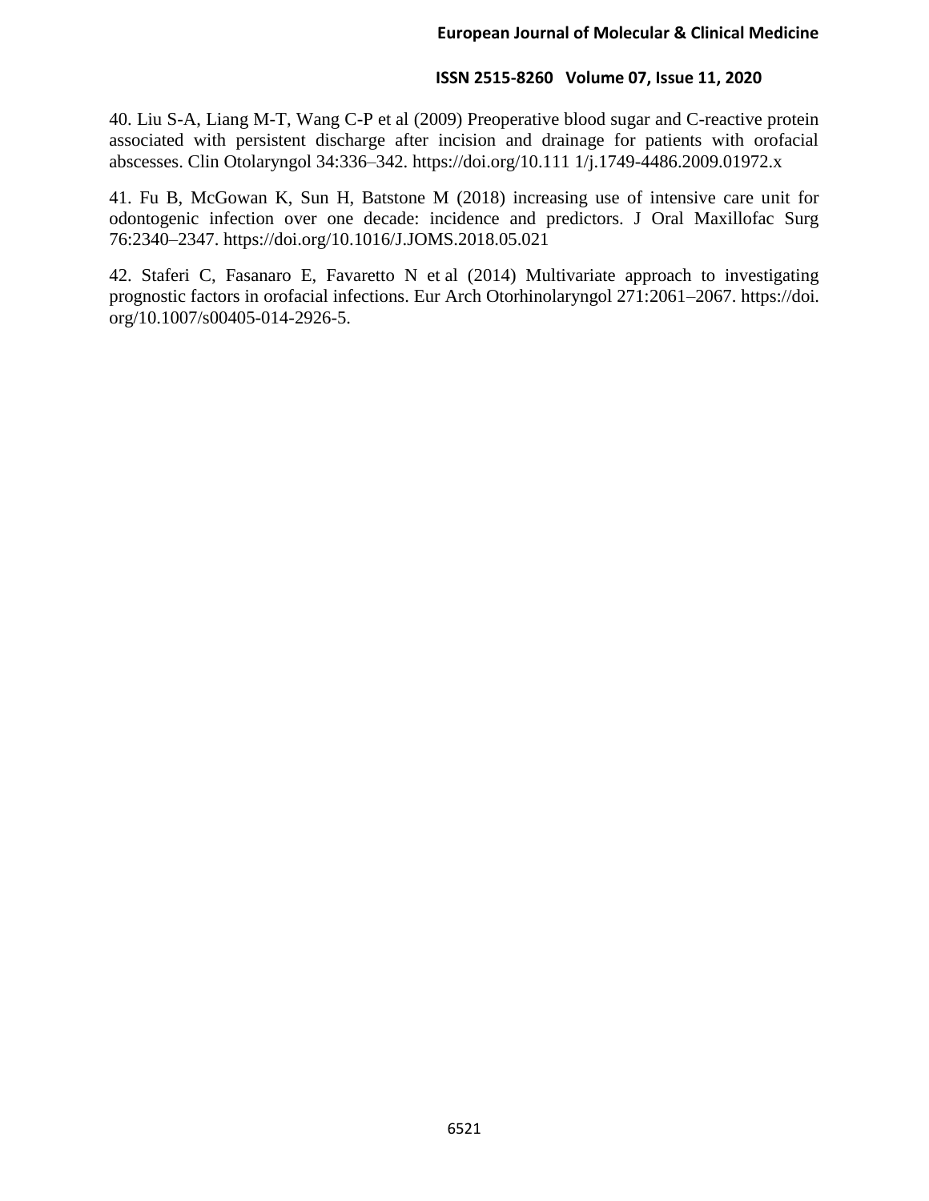40. Liu S-A, Liang M-T, Wang C-P et al (2009) Preoperative blood sugar and C-reactive protein associated with persistent discharge after incision and drainage for patients with orofacial abscesses. Clin Otolaryngol 34:336–342. https://doi.org/10.111 1/j.1749-4486.2009.01972.x

41. Fu B, McGowan K, Sun H, Batstone M (2018) increasing use of intensive care unit for odontogenic infection over one decade: incidence and predictors. J Oral Maxillofac Surg 76:2340–2347. https://doi.org/10.1016/J.JOMS.2018.05.021

42. Staferi C, Fasanaro E, Favaretto N et al (2014) Multivariate approach to investigating prognostic factors in orofacial infections. Eur Arch Otorhinolaryngol 271:2061–2067. https://doi.org/10.1007/s00405-014-2926-5.